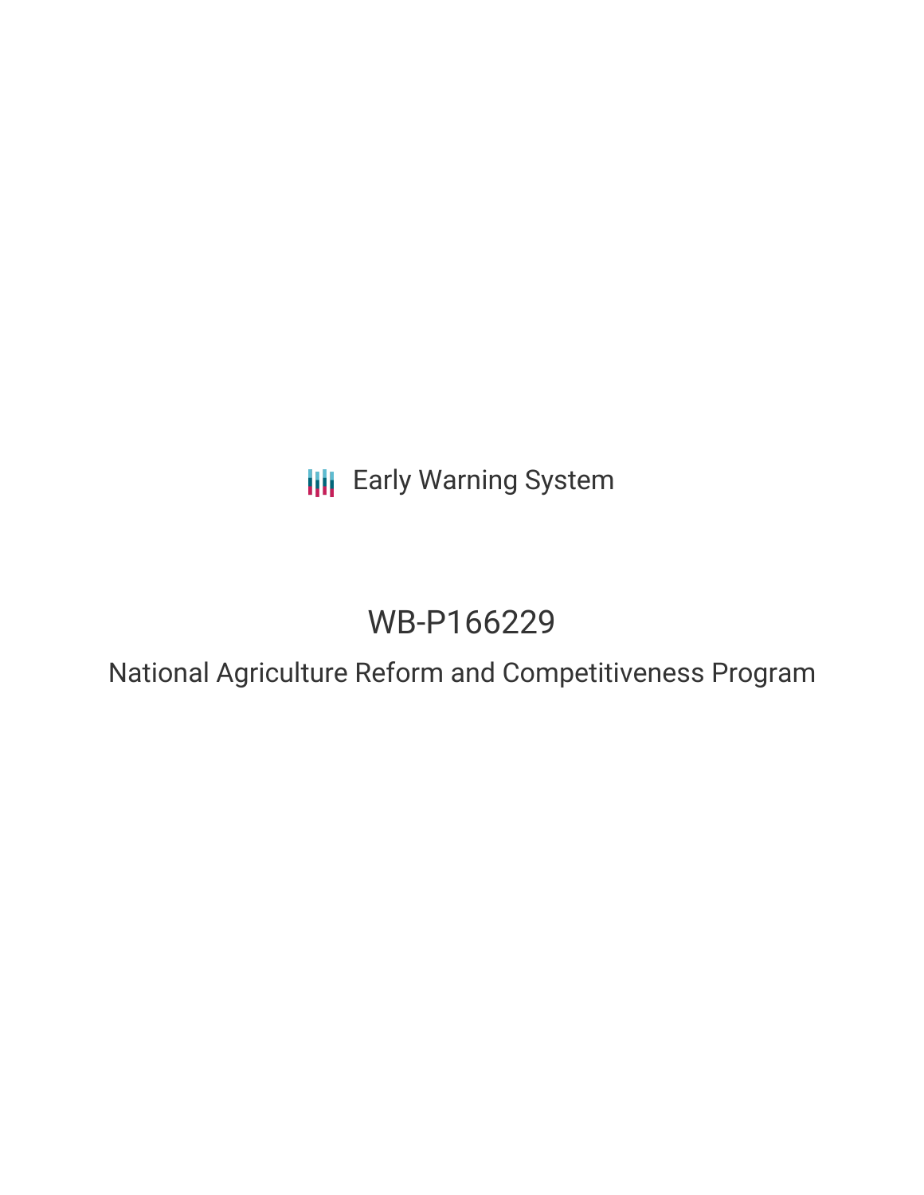Early Warning System

# WB-P166229

## National Agriculture Reform and Competitiveness Program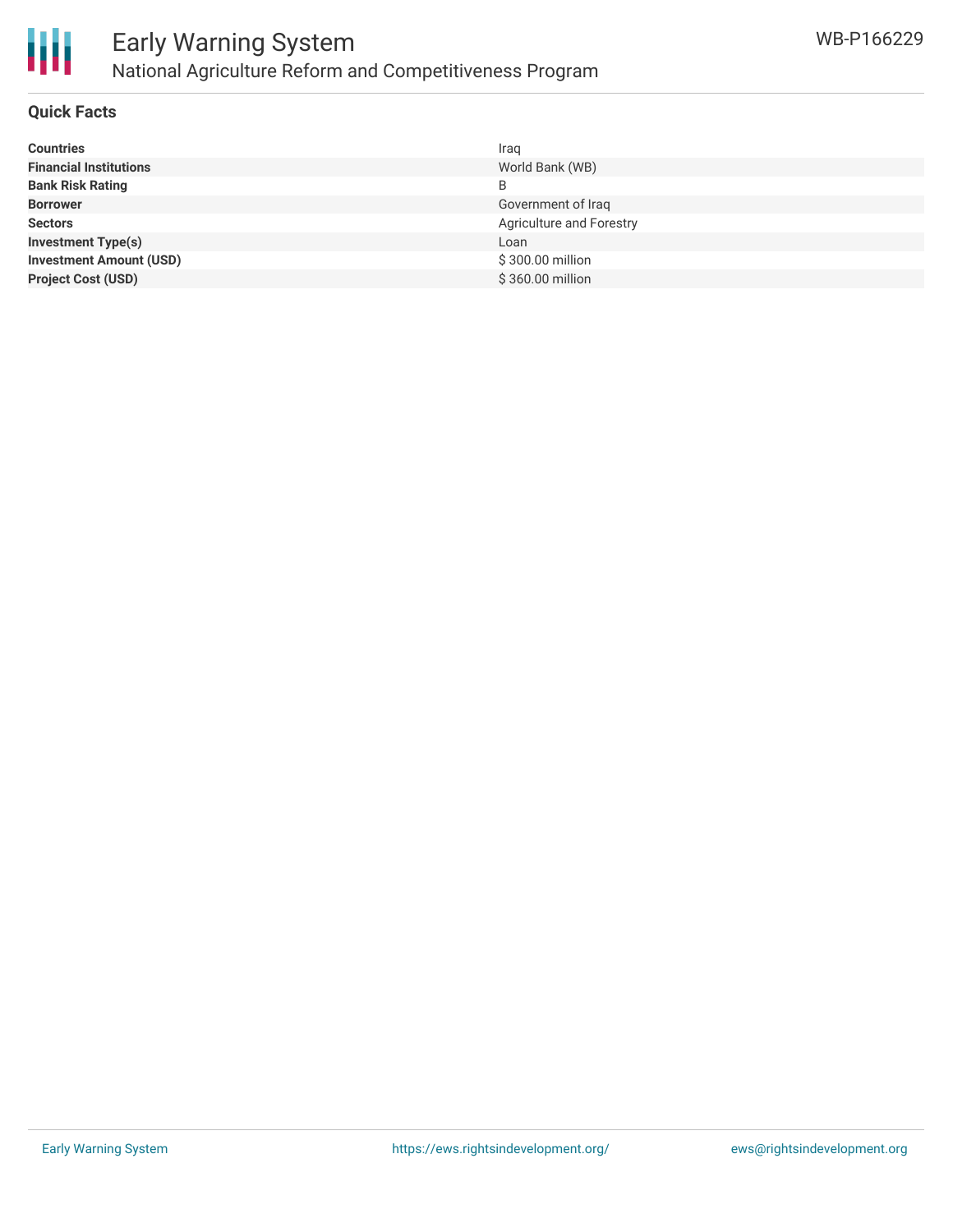## Quick Facts

| | |
|---|---|
| **Countries** | Iraq |
| **Financial Institutions** | World Bank (WB) |
| **Bank Risk Rating** | B |
| **Borrower** | Government of Iraq |
| **Sectors** | Agriculture and Forestry |
| **Investment Type(s)** | Loan |
| **Investment Amount (USD)** | $ 300.00 million |
| **Project Cost (USD)** | $ 360.00 million |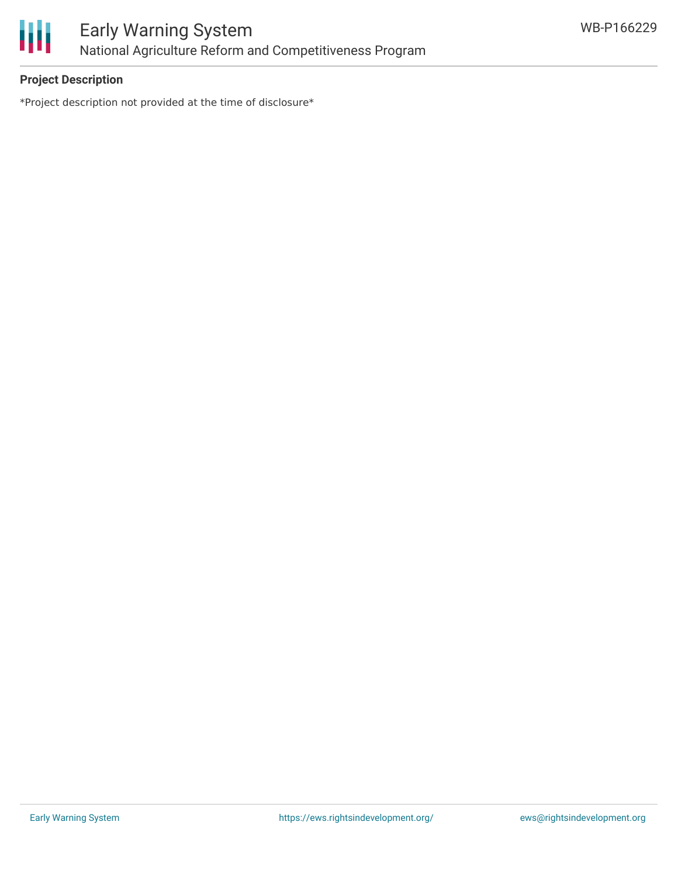## Project Description

*Project description not provided at the time of disclosure*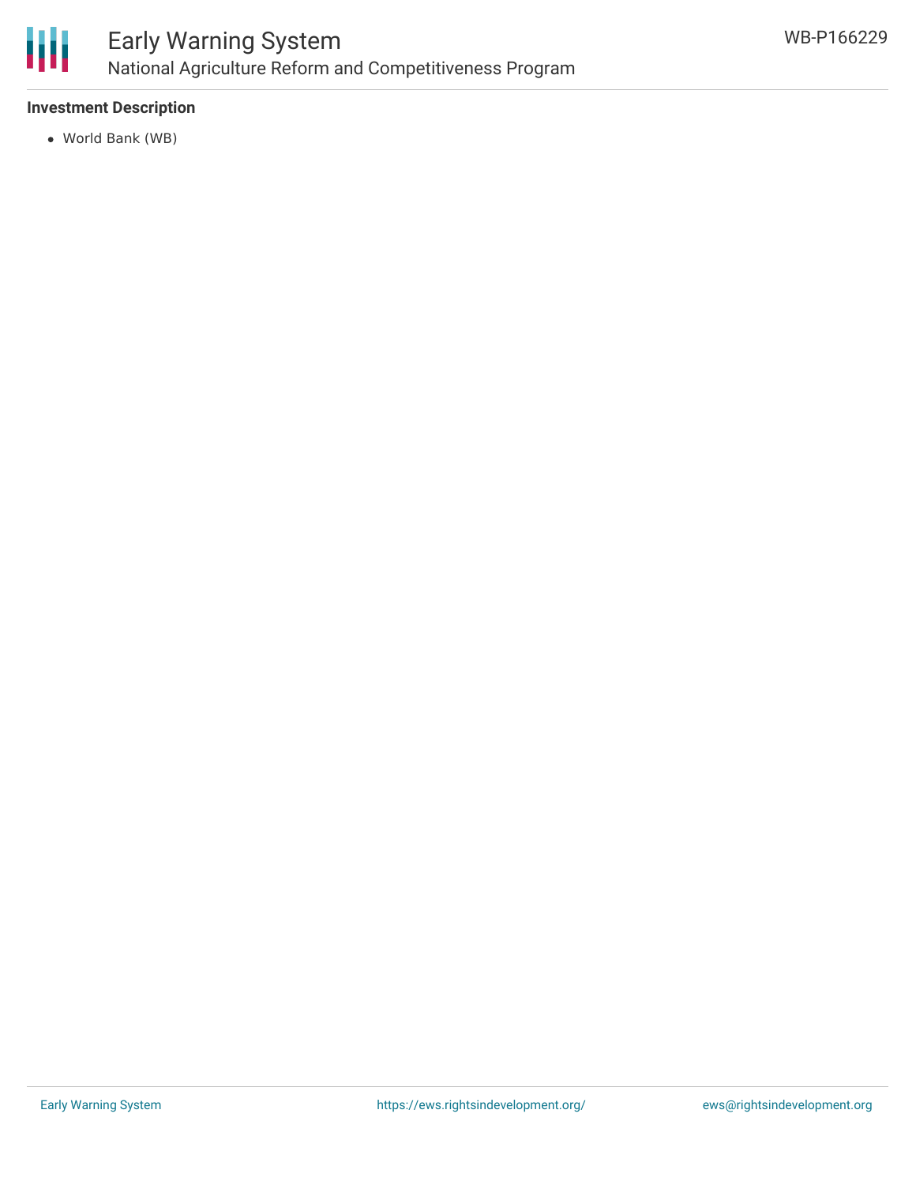**Investment Description**

- World Bank (WB)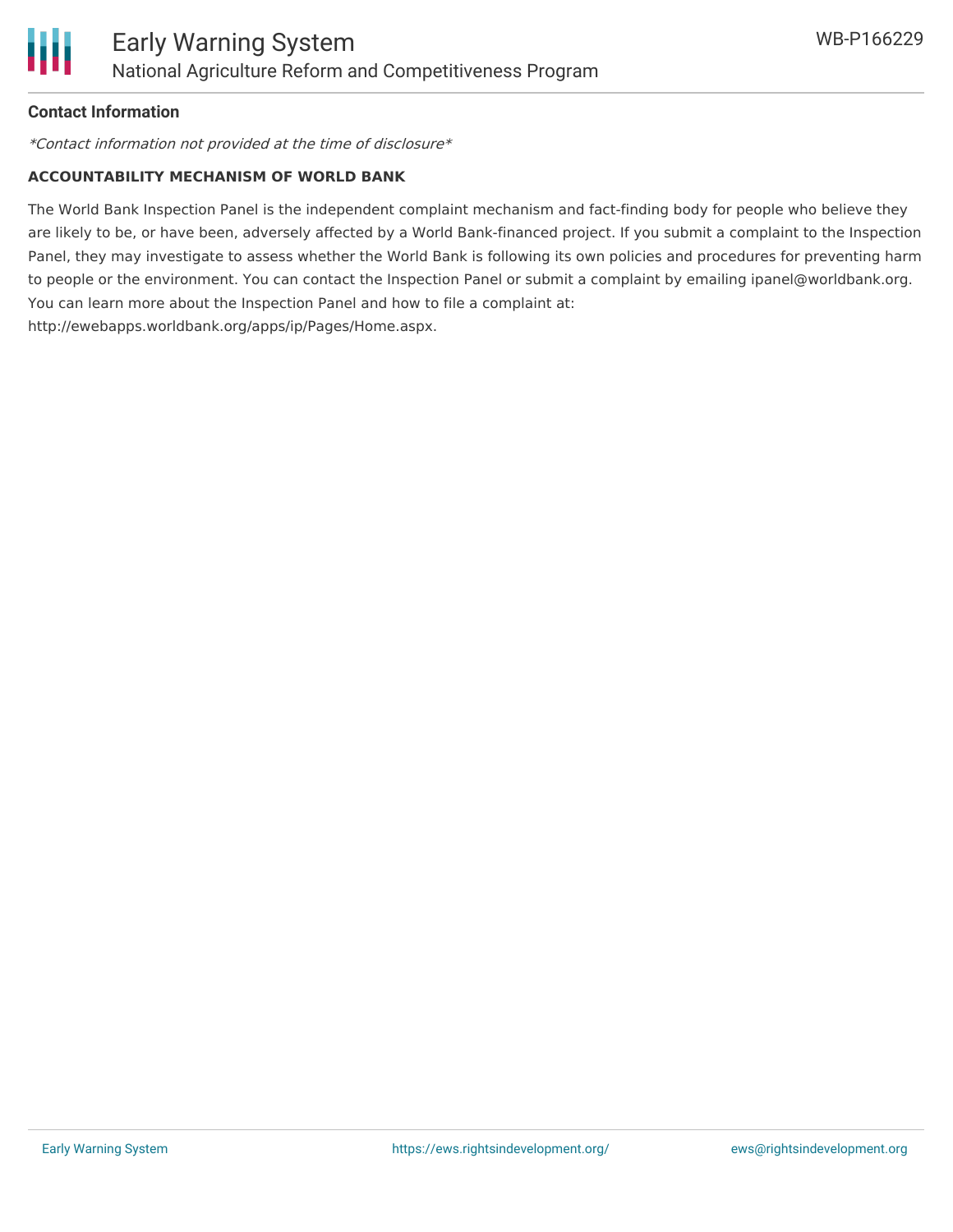**Contact Information**

*\*Contact information not provided at the time of disclosure\**

**ACCOUNTABILITY MECHANISM OF WORLD BANK**

The World Bank Inspection Panel is the independent complaint mechanism and fact-finding body for people who believe they are likely to be, or have been, adversely affected by a World Bank-financed project. If you submit a complaint to the Inspection Panel, they may investigate to assess whether the World Bank is following its own policies and procedures for preventing harm to people or the environment. You can contact the Inspection Panel or submit a complaint by emailing ipanel@worldbank.org. You can learn more about the Inspection Panel and how to file a complaint at: http://ewebapps.worldbank.org/apps/ip/Pages/Home.aspx.